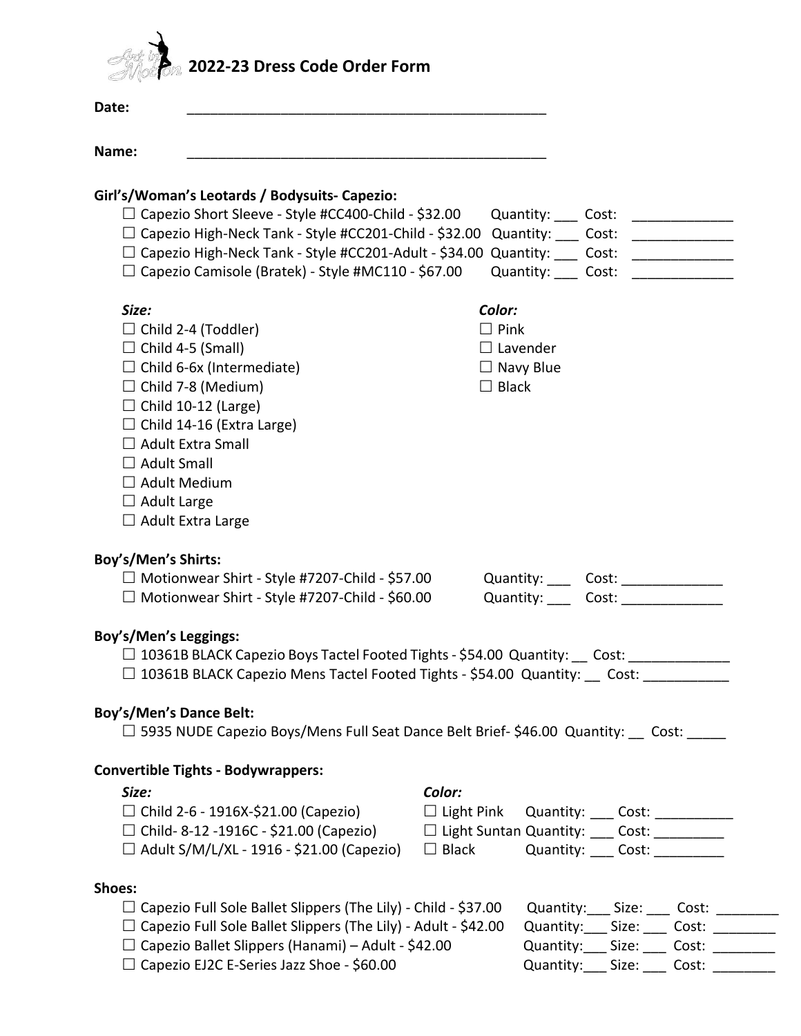# 2022-23 Dress Code Order Form

**Date:** ______________________________________________

**Name:** ______________________________________________

**Girl's/Woman's Leotards / Bodysuits- Capezio:**

- ☐ Capezio Short Sleeve - Style #CC400-Child - $32.00 Quantity: ___ Cost: _____________
- ☐ Capezio High-Neck Tank - Style #CC201-Child - $32.00 Quantity: ___ Cost: _____________
- ☐ Capezio High-Neck Tank - Style #CC201-Adult - $34.00 Quantity: ___ Cost: _____________
- ☐ Capezio Camisole (Bratek) - Style #MC110 - $67.00 Quantity: ___ Cost: _____________

| *Size:* | *Color:* |
|---|---|
| ☐ Child 2-4 (Toddler) | ☐ Pink |
| ☐ Child 4-5 (Small) | ☐ Lavender |
| ☐ Child 6-6x (Intermediate) | ☐ Navy Blue |
| ☐ Child 7-8 (Medium) | ☐ Black |
| ☐ Child 10-12 (Large) | |
| ☐ Child 14-16 (Extra Large) | |
| ☐ Adult Extra Small | |
| ☐ Adult Small | |
| ☐ Adult Medium | |
| ☐ Adult Large | |
| ☐ Adult Extra Large | |

**Boy's/Men's Shirts:**

- ☐ Motionwear Shirt - Style #7207-Child - $57.00 Quantity: ___ Cost: _____________
- ☐ Motionwear Shirt - Style #7207-Child - $60.00 Quantity: ___ Cost: _____________

**Boy's/Men's Leggings:**

- ☐ 10361B BLACK Capezio Boys Tactel Footed Tights - $54.00 Quantity: __ Cost: _____________
- ☐ 10361B BLACK Capezio Mens Tactel Footed Tights - $54.00 Quantity: __ Cost: ___________

**Boy's/Men's Dance Belt:**

- ☐ 5935 NUDE Capezio Boys/Mens Full Seat Dance Belt Brief- $46.00 Quantity: __ Cost: _____

**Convertible Tights - Bodywrappers:**

| *Size:* | *Color:* | |
|---|---|---|
| ☐ Child 2-6 - 1916X-$21.00 (Capezio) | ☐ Light Pink | Quantity: ___ Cost: __________ |
| ☐ Child- 8-12 -1916C - $21.00 (Capezio) | ☐ Light Suntan | Quantity: ___ Cost: _________ |
| ☐ Adult S/M/L/XL - 1916 - $21.00 (Capezio) | ☐ Black | Quantity: ___ Cost: _________ |

**Shoes:**

- ☐ Capezio Full Sole Ballet Slippers (The Lily) - Child - $37.00 Quantity:___ Size: ___ Cost: ________
- ☐ Capezio Full Sole Ballet Slippers (The Lily) - Adult - $42.00 Quantity:___ Size: ___ Cost: ________
- ☐ Capezio Ballet Slippers (Hanami) – Adult - $42.00 Quantity:___ Size: ___ Cost: ________
- ☐ Capezio EJ2C E-Series Jazz Shoe - $60.00 Quantity:___ Size: ___ Cost: ________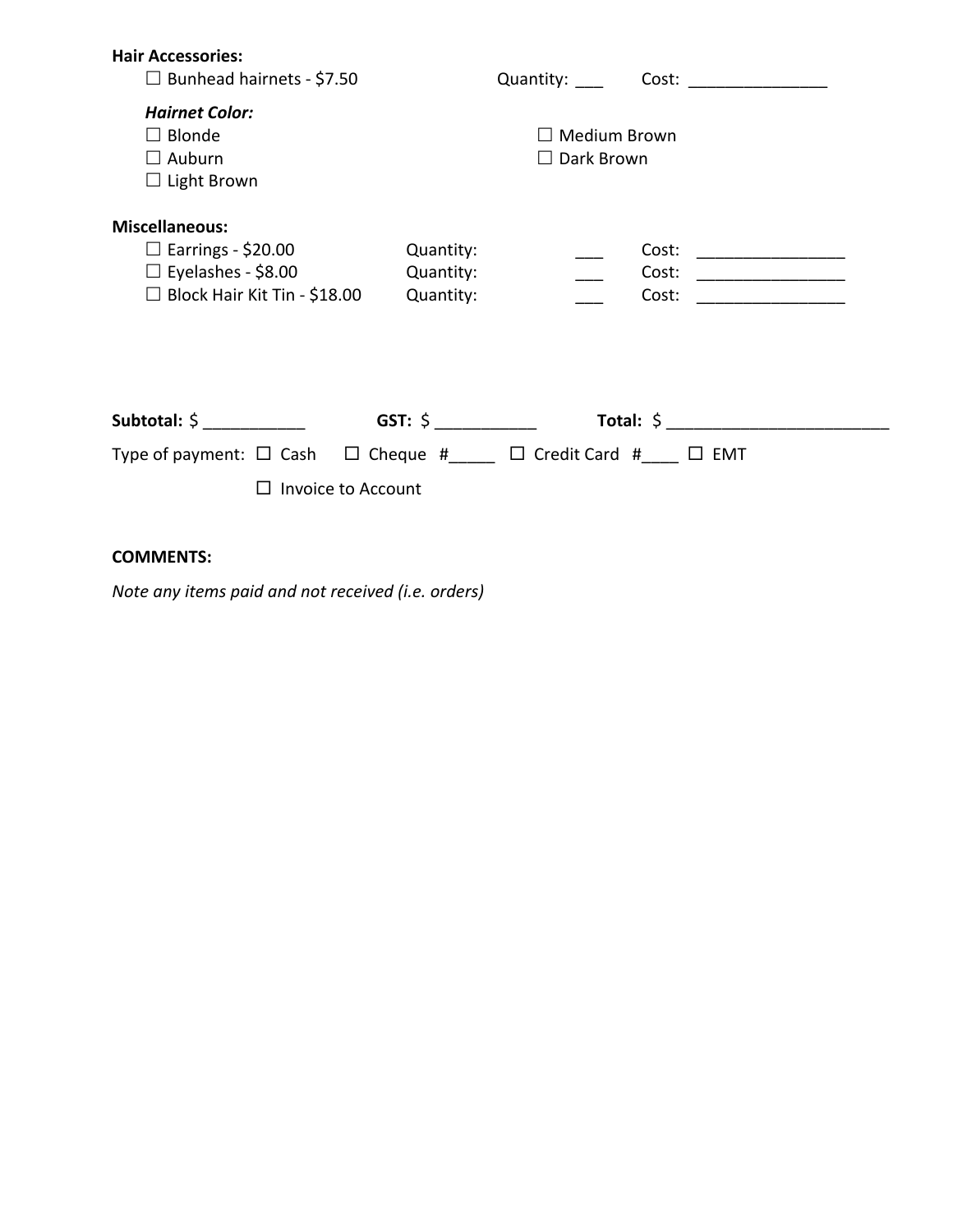**Hair Accessories:**

☐ Bunhead hairnets - $7.50 Quantity: ___ Cost: _______________

***Hairnet Color:***

☐ Blonde
☐ Medium Brown
☐ Auburn
☐ Dark Brown
☐ Light Brown

**Miscellaneous:**

| | | | | |
|---|---|---|---|---|
| ☐ Earrings - $20.00 | Quantity: | ___ | Cost: | _______________ |
| ☐ Eyelashes - $8.00 | Quantity: | ___ | Cost: | _______________ |
| ☐ Block Hair Kit Tin - $18.00 | Quantity: | ___ | Cost: | _______________ |

**Subtotal:** $ ___________ **GST:** $ ___________ **Total:** $ ________________________

Type of payment: ☐ Cash ☐ Cheque #_____ ☐ Credit Card #____ ☐ EMT

☐ Invoice to Account

**COMMENTS:**

*Note any items paid and not received (i.e. orders)*